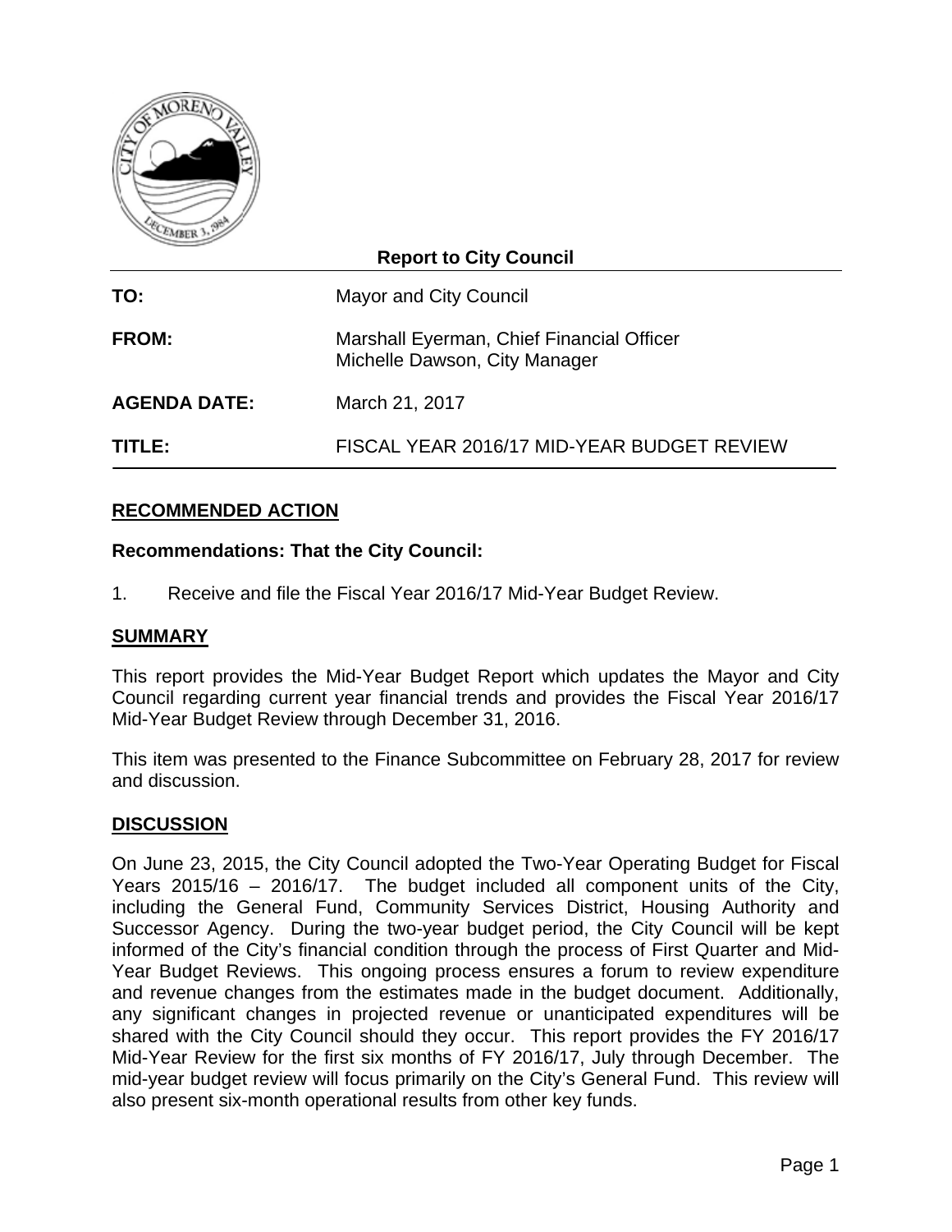**Report to City Council**

| | |
|---|---|
| **TO:** | Mayor and City Council |
| **FROM:** | Marshall Eyerman, Chief Financial Officer<br>Michelle Dawson, City Manager |
| **AGENDA DATE:** | March 21, 2017 |
| **TITLE:** | FISCAL YEAR 2016/17 MID-YEAR BUDGET REVIEW |

## RECOMMENDED ACTION

**Recommendations: That the City Council:**

1. Receive and file the Fiscal Year 2016/17 Mid-Year Budget Review.

## SUMMARY

This report provides the Mid-Year Budget Report which updates the Mayor and City Council regarding current year financial trends and provides the Fiscal Year 2016/17 Mid-Year Budget Review through December 31, 2016.

This item was presented to the Finance Subcommittee on February 28, 2017 for review and discussion.

## DISCUSSION

On June 23, 2015, the City Council adopted the Two-Year Operating Budget for Fiscal Years 2015/16 – 2016/17. The budget included all component units of the City, including the General Fund, Community Services District, Housing Authority and Successor Agency. During the two-year budget period, the City Council will be kept informed of the City's financial condition through the process of First Quarter and Mid-Year Budget Reviews. This ongoing process ensures a forum to review expenditure and revenue changes from the estimates made in the budget document. Additionally, any significant changes in projected revenue or unanticipated expenditures will be shared with the City Council should they occur. This report provides the FY 2016/17 Mid-Year Review for the first six months of FY 2016/17, July through December. The mid-year budget review will focus primarily on the City's General Fund. This review will also present six-month operational results from other key funds.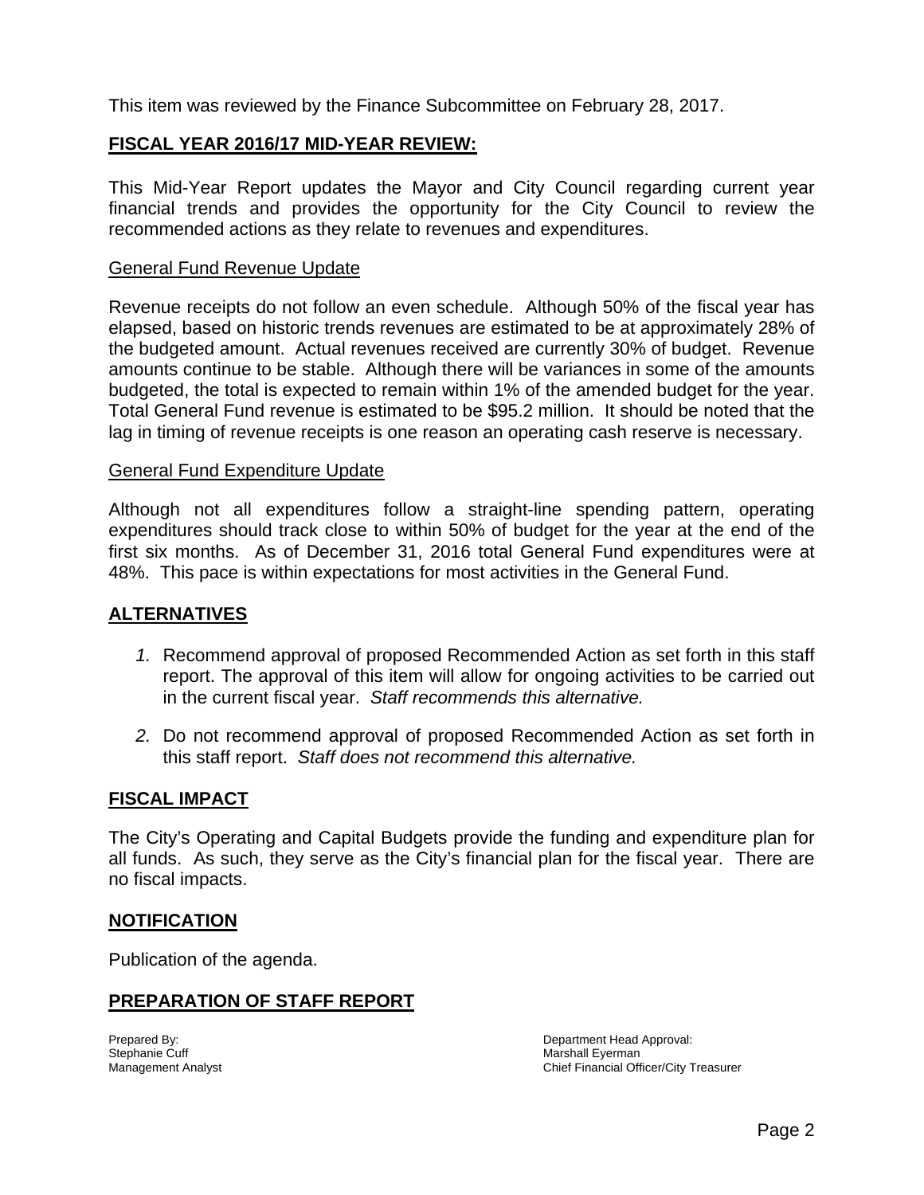This item was reviewed by the Finance Subcommittee on February 28, 2017.

## FISCAL YEAR 2016/17 MID-YEAR REVIEW:

This Mid-Year Report updates the Mayor and City Council regarding current year financial trends and provides the opportunity for the City Council to review the recommended actions as they relate to revenues and expenditures.

### General Fund Revenue Update

Revenue receipts do not follow an even schedule. Although 50% of the fiscal year has elapsed, based on historic trends revenues are estimated to be at approximately 28% of the budgeted amount. Actual revenues received are currently 30% of budget. Revenue amounts continue to be stable. Although there will be variances in some of the amounts budgeted, the total is expected to remain within 1% of the amended budget for the year. Total General Fund revenue is estimated to be $95.2 million. It should be noted that the lag in timing of revenue receipts is one reason an operating cash reserve is necessary.

### General Fund Expenditure Update

Although not all expenditures follow a straight-line spending pattern, operating expenditures should track close to within 50% of budget for the year at the end of the first six months. As of December 31, 2016 total General Fund expenditures were at 48%. This pace is within expectations for most activities in the General Fund.

## ALTERNATIVES

1. Recommend approval of proposed Recommended Action as set forth in this staff report. The approval of this item will allow for ongoing activities to be carried out in the current fiscal year. *Staff recommends this alternative.*

2. Do not recommend approval of proposed Recommended Action as set forth in this staff report. *Staff does not recommend this alternative.*

## FISCAL IMPACT

The City's Operating and Capital Budgets provide the funding and expenditure plan for all funds. As such, they serve as the City's financial plan for the fiscal year. There are no fiscal impacts.

## NOTIFICATION

Publication of the agenda.

## PREPARATION OF STAFF REPORT

Prepared By:
Stephanie Cuff
Management Analyst

Department Head Approval:
Marshall Eyerman
Chief Financial Officer/City Treasurer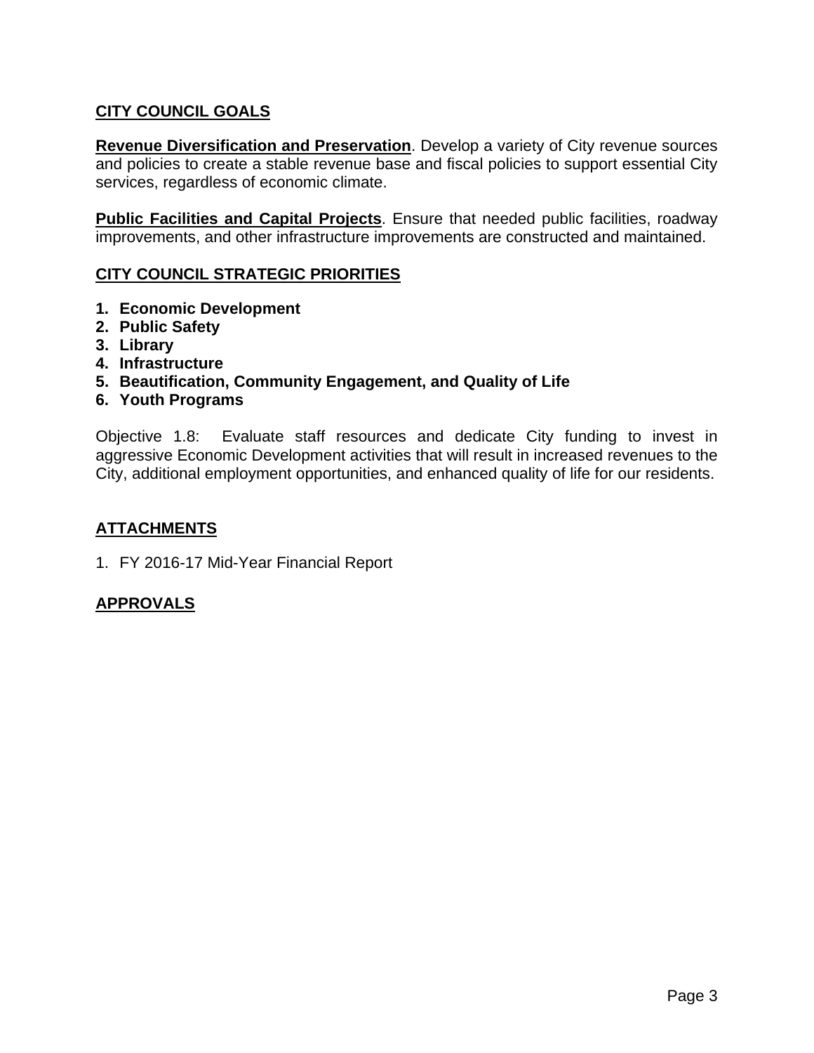## CITY COUNCIL GOALS

**Revenue Diversification and Preservation**. Develop a variety of City revenue sources and policies to create a stable revenue base and fiscal policies to support essential City services, regardless of economic climate.

**Public Facilities and Capital Projects**. Ensure that needed public facilities, roadway improvements, and other infrastructure improvements are constructed and maintained.

## CITY COUNCIL STRATEGIC PRIORITIES

1. **Economic Development**
2. **Public Safety**
3. **Library**
4. **Infrastructure**
5. **Beautification, Community Engagement, and Quality of Life**
6. **Youth Programs**

Objective 1.8: Evaluate staff resources and dedicate City funding to invest in aggressive Economic Development activities that will result in increased revenues to the City, additional employment opportunities, and enhanced quality of life for our residents.

## ATTACHMENTS

1. FY 2016-17 Mid-Year Financial Report

## APPROVALS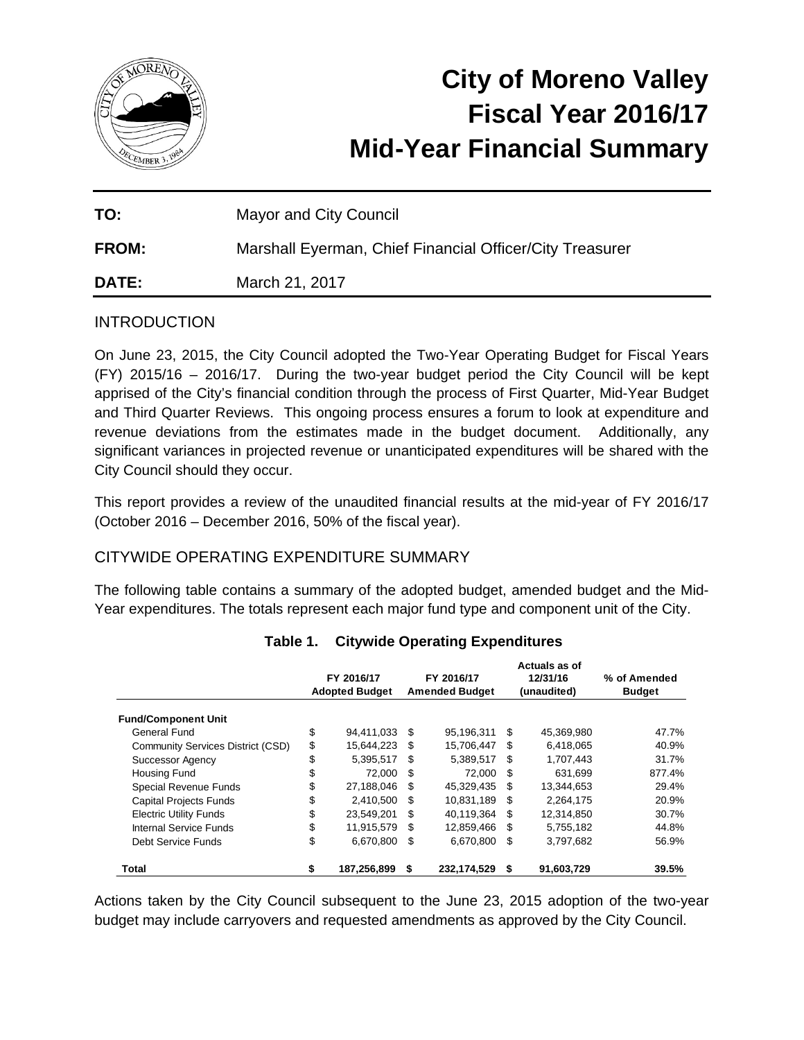# City of Moreno Valley
# Fiscal Year 2016/17
# Mid-Year Financial Summary

**TO:** Mayor and City Council

**FROM:** Marshall Eyerman, Chief Financial Officer/City Treasurer

**DATE:** March 21, 2017

## INTRODUCTION

On June 23, 2015, the City Council adopted the Two-Year Operating Budget for Fiscal Years (FY) 2015/16 – 2016/17. During the two-year budget period the City Council will be kept apprised of the City's financial condition through the process of First Quarter, Mid-Year Budget and Third Quarter Reviews. This ongoing process ensures a forum to look at expenditure and revenue deviations from the estimates made in the budget document. Additionally, any significant variances in projected revenue or unanticipated expenditures will be shared with the City Council should they occur.

This report provides a review of the unaudited financial results at the mid-year of FY 2016/17 (October 2016 – December 2016, 50% of the fiscal year).

## CITYWIDE OPERATING EXPENDITURE SUMMARY

The following table contains a summary of the adopted budget, amended budget and the Mid-Year expenditures. The totals represent each major fund type and component unit of the City.

**Table 1. Citywide Operating Expenditures**

| | FY 2016/17 Adopted Budget | FY 2016/17 Amended Budget | Actuals as of 12/31/16 (unaudited) | % of Amended Budget |
|---|---|---|---|---|
| **Fund/Component Unit** | | | | |
| General Fund | $ 94,411,033 | $ 95,196,311 | $ 45,369,980 | 47.7% |
| Community Services District (CSD) | $ 15,644,223 | $ 15,706,447 | $ 6,418,065 | 40.9% |
| Successor Agency | $ 5,395,517 | $ 5,389,517 | $ 1,707,443 | 31.7% |
| Housing Fund | $ 72,000 | $ 72,000 | $ 631,699 | 877.4% |
| Special Revenue Funds | $ 27,188,046 | $ 45,329,435 | $ 13,344,653 | 29.4% |
| Capital Projects Funds | $ 2,410,500 | $ 10,831,189 | $ 2,264,175 | 20.9% |
| Electric Utility Funds | $ 23,549,201 | $ 40,119,364 | $ 12,314,850 | 30.7% |
| Internal Service Funds | $ 11,915,579 | $ 12,859,466 | $ 5,755,182 | 44.8% |
| Debt Service Funds | $ 6,670,800 | $ 6,670,800 | $ 3,797,682 | 56.9% |
| **Total** | **$ 187,256,899** | **$ 232,174,529** | **$ 91,603,729** | **39.5%** |

Actions taken by the City Council subsequent to the June 23, 2015 adoption of the two-year budget may include carryovers and requested amendments as approved by the City Council.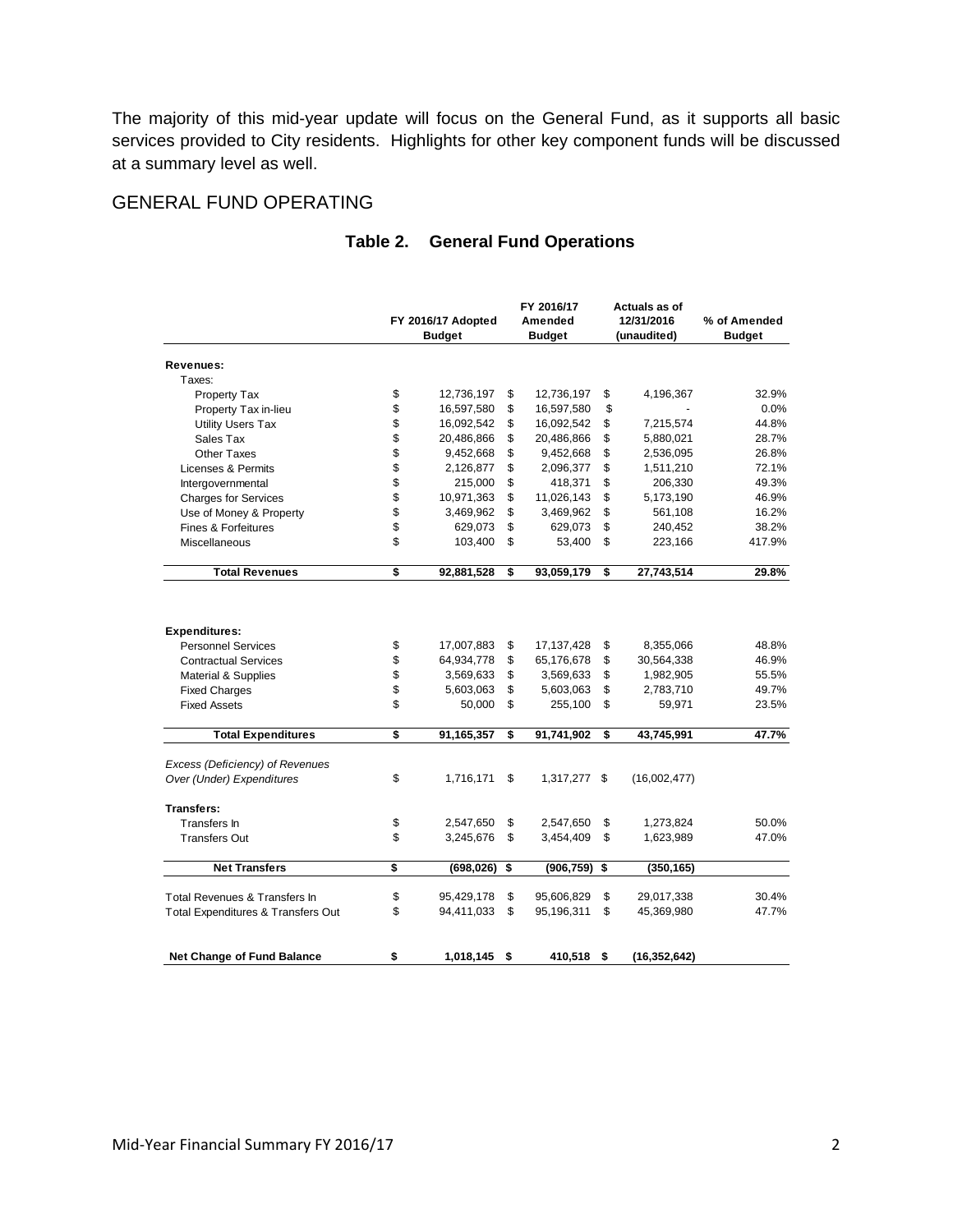The majority of this mid-year update will focus on the General Fund, as it supports all basic services provided to City residents. Highlights for other key component funds will be discussed at a summary level as well.

## GENERAL FUND OPERATING

### Table 2. General Fund Operations

| | FY 2016/17 Adopted Budget | FY 2016/17 Amended Budget | Actuals as of 12/31/2016 (unaudited) | % of Amended Budget |
|---|---|---|---|---|
| **Revenues:** | | | | |
| Taxes: | | | | |
| Property Tax | $ 12,736,197 | $ 12,736,197 | $ 4,196,367 | 32.9% |
| Property Tax in-lieu | $ 16,597,580 | $ 16,597,580 | $ - | 0.0% |
| Utility Users Tax | $ 16,092,542 | $ 16,092,542 | $ 7,215,574 | 44.8% |
| Sales Tax | $ 20,486,866 | $ 20,486,866 | $ 5,880,021 | 28.7% |
| Other Taxes | $ 9,452,668 | $ 9,452,668 | $ 2,536,095 | 26.8% |
| Licenses & Permits | $ 2,126,877 | $ 2,096,377 | $ 1,511,210 | 72.1% |
| Intergovernmental | $ 215,000 | $ 418,371 | $ 206,330 | 49.3% |
| Charges for Services | $ 10,971,363 | $ 11,026,143 | $ 5,173,190 | 46.9% |
| Use of Money & Property | $ 3,469,962 | $ 3,469,962 | $ 561,108 | 16.2% |
| Fines & Forfeitures | $ 629,073 | $ 629,073 | $ 240,452 | 38.2% |
| Miscellaneous | $ 103,400 | $ 53,400 | $ 223,166 | 417.9% |
| **Total Revenues** | **$ 92,881,528** | **$ 93,059,179** | **$ 27,743,514** | **29.8%** |
| **Expenditures:** | | | | |
| Personnel Services | $ 17,007,883 | $ 17,137,428 | $ 8,355,066 | 48.8% |
| Contractual Services | $ 64,934,778 | $ 65,176,678 | $ 30,564,338 | 46.9% |
| Material & Supplies | $ 3,569,633 | $ 3,569,633 | $ 1,982,905 | 55.5% |
| Fixed Charges | $ 5,603,063 | $ 5,603,063 | $ 2,783,710 | 49.7% |
| Fixed Assets | $ 50,000 | $ 255,100 | $ 59,971 | 23.5% |
| **Total Expenditures** | **$ 91,165,357** | **$ 91,741,902** | **$ 43,745,991** | **47.7%** |
| *Excess (Deficiency) of Revenues Over (Under) Expenditures* | $ 1,716,171 | $ 1,317,277 | $ (16,002,477) | |
| **Transfers:** | | | | |
| Transfers In | $ 2,547,650 | $ 2,547,650 | $ 1,273,824 | 50.0% |
| Transfers Out | $ 3,245,676 | $ 3,454,409 | $ 1,623,989 | 47.0% |
| **Net Transfers** | **$ (698,026)** | **$ (906,759)** | **$ (350,165)** | |
| Total Revenues & Transfers In | $ 95,429,178 | $ 95,606,829 | $ 29,017,338 | 30.4% |
| Total Expenditures & Transfers Out | $ 94,411,033 | $ 95,196,311 | $ 45,369,980 | 47.7% |
| **Net Change of Fund Balance** | **$ 1,018,145** | **$ 410,518** | **$ (16,352,642)** | |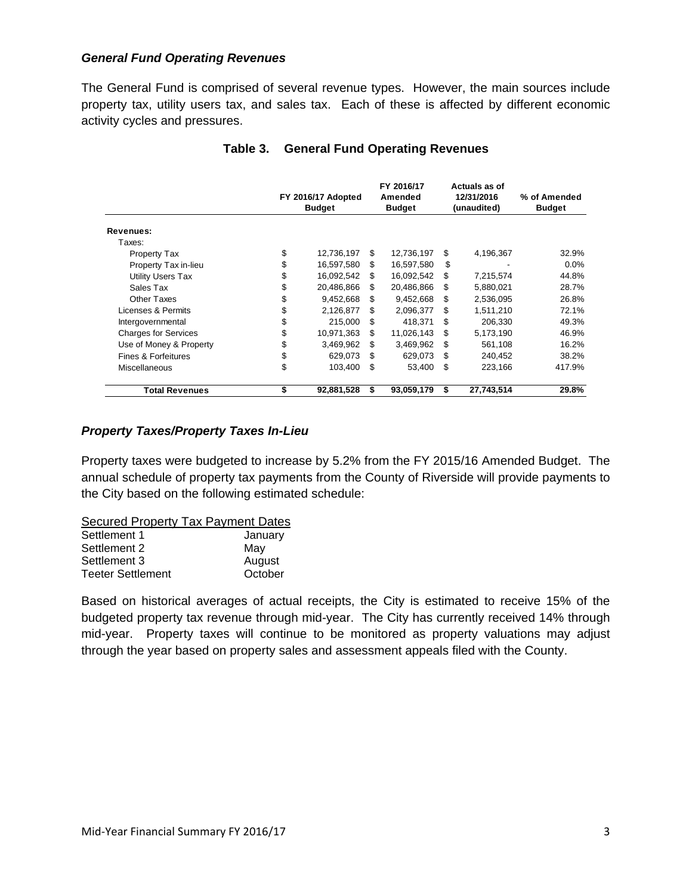### *General Fund Operating Revenues*

The General Fund is comprised of several revenue types. However, the main sources include property tax, utility users tax, and sales tax. Each of these is affected by different economic activity cycles and pressures.

**Table 3. General Fund Operating Revenues**

| | FY 2016/17 Adopted Budget | FY 2016/17 Amended Budget | Actuals as of 12/31/2016 (unaudited) | % of Amended Budget |
|---|---|---|---|---|
| **Revenues:** | | | | |
| Taxes: | | | | |
| Property Tax | $ 12,736,197 | $ 12,736,197 | $ 4,196,367 | 32.9% |
| Property Tax in-lieu | $ 16,597,580 | $ 16,597,580 | $ - | 0.0% |
| Utility Users Tax | $ 16,092,542 | $ 16,092,542 | $ 7,215,574 | 44.8% |
| Sales Tax | $ 20,486,866 | $ 20,486,866 | $ 5,880,021 | 28.7% |
| Other Taxes | $ 9,452,668 | $ 9,452,668 | $ 2,536,095 | 26.8% |
| Licenses & Permits | $ 2,126,877 | $ 2,096,377 | $ 1,511,210 | 72.1% |
| Intergovernmental | $ 215,000 | $ 418,371 | $ 206,330 | 49.3% |
| Charges for Services | $ 10,971,363 | $ 11,026,143 | $ 5,173,190 | 46.9% |
| Use of Money & Property | $ 3,469,962 | $ 3,469,962 | $ 561,108 | 16.2% |
| Fines & Forfeitures | $ 629,073 | $ 629,073 | $ 240,452 | 38.2% |
| Miscellaneous | $ 103,400 | $ 53,400 | $ 223,166 | 417.9% |
| **Total Revenues** | **$ 92,881,528** | **$ 93,059,179** | **$ 27,743,514** | **29.8%** |

### *Property Taxes/Property Taxes In-Lieu*

Property taxes were budgeted to increase by 5.2% from the FY 2015/16 Amended Budget. The annual schedule of property tax payments from the County of Riverside will provide payments to the City based on the following estimated schedule:

| Secured Property Tax Payment Dates | |
|---|---|
| Settlement 1 | January |
| Settlement 2 | May |
| Settlement 3 | August |
| Teeter Settlement | October |

Based on historical averages of actual receipts, the City is estimated to receive 15% of the budgeted property tax revenue through mid-year. The City has currently received 14% through mid-year. Property taxes will continue to be monitored as property valuations may adjust through the year based on property sales and assessment appeals filed with the County.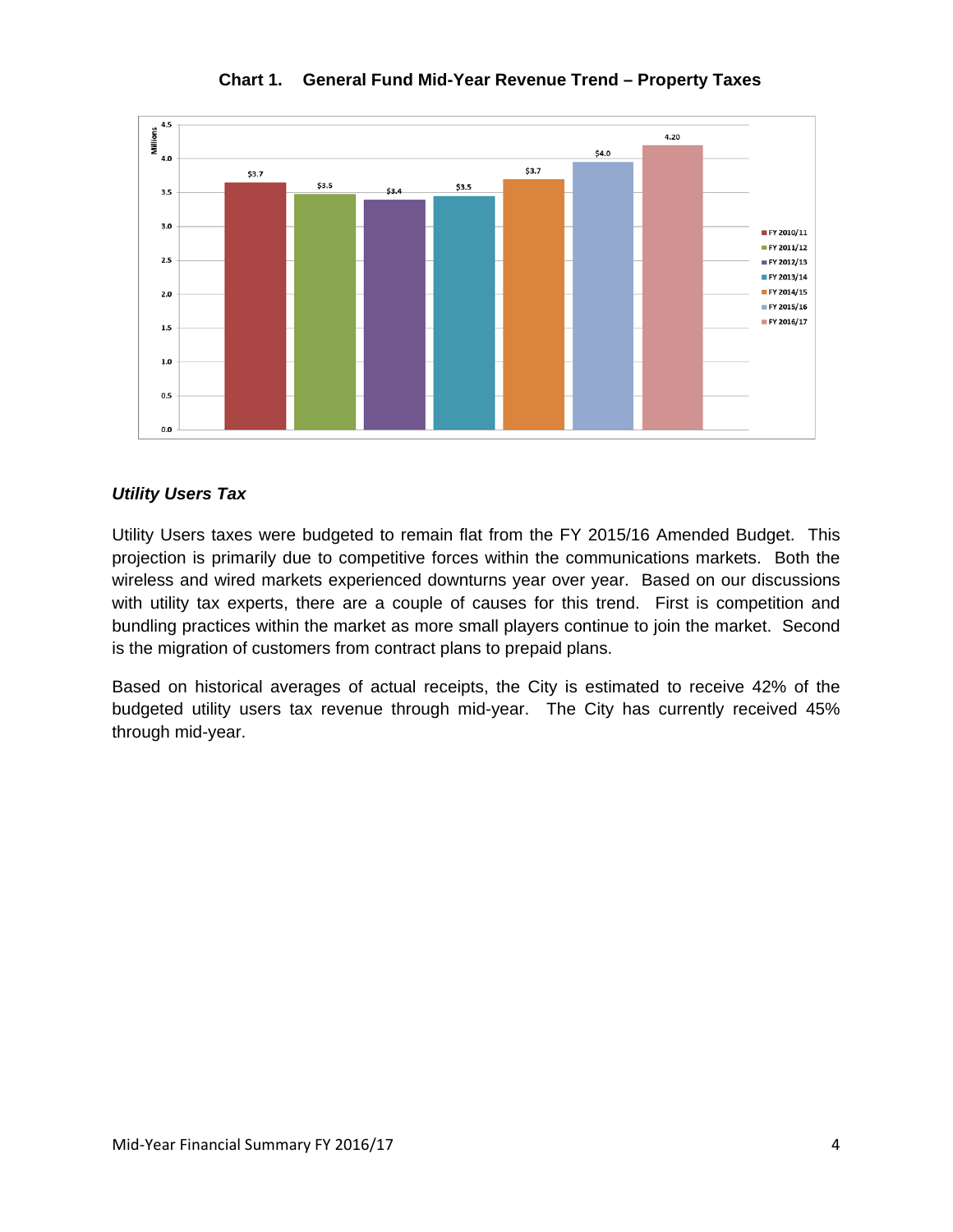**Chart 1. General Fund Mid-Year Revenue Trend – Property Taxes**

| Fiscal Year | Property Taxes (Millions) |
|---|---|
| FY 2010/11 | $3.7 |
| FY 2011/12 | $3.5 |
| FY 2012/13 | $3.4 |
| FY 2013/14 | $3.5 |
| FY 2014/15 | $3.7 |
| FY 2015/16 | $4.0 |
| FY 2016/17 | 4.20 |

### *Utility Users Tax*

Utility Users taxes were budgeted to remain flat from the FY 2015/16 Amended Budget. This projection is primarily due to competitive forces within the communications markets. Both the wireless and wired markets experienced downturns year over year. Based on our discussions with utility tax experts, there are a couple of causes for this trend. First is competition and bundling practices within the market as more small players continue to join the market. Second is the migration of customers from contract plans to prepaid plans.

Based on historical averages of actual receipts, the City is estimated to receive 42% of the budgeted utility users tax revenue through mid-year. The City has currently received 45% through mid-year.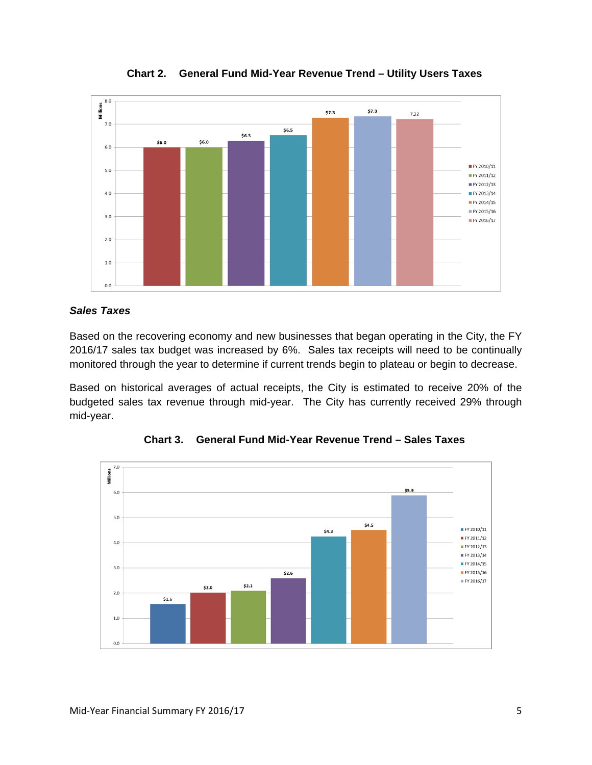**Chart 2. General Fund Mid-Year Revenue Trend – Utility Users Taxes**

| Fiscal Year | Millions |
|---|---|
| FY 2010/11 | $6.0 |
| FY 2011/12 | $6.0 |
| FY 2012/13 | $6.3 |
| FY 2013/14 | $6.5 |
| FY 2014/15 | $7.3 |
| FY 2015/16 | $7.3 |
| FY 2016/17 | 7.22 |

### *Sales Taxes*

Based on the recovering economy and new businesses that began operating in the City, the FY 2016/17 sales tax budget was increased by 6%. Sales tax receipts will need to be continually monitored through the year to determine if current trends begin to plateau or begin to decrease.

Based on historical averages of actual receipts, the City is estimated to receive 20% of the budgeted sales tax revenue through mid-year. The City has currently received 29% through mid-year.

**Chart 3. General Fund Mid-Year Revenue Trend – Sales Taxes**

| Fiscal Year | Millions |
|---|---|
| FY 2010/11 | $1.6 |
| FY 2011/12 | $2.0 |
| FY 2012/13 | $2.1 |
| FY 2013/14 | $2.6 |
| FY 2014/15 | $4.3 |
| FY 2015/16 | $4.5 |
| FY 2016/17 | $5.9 |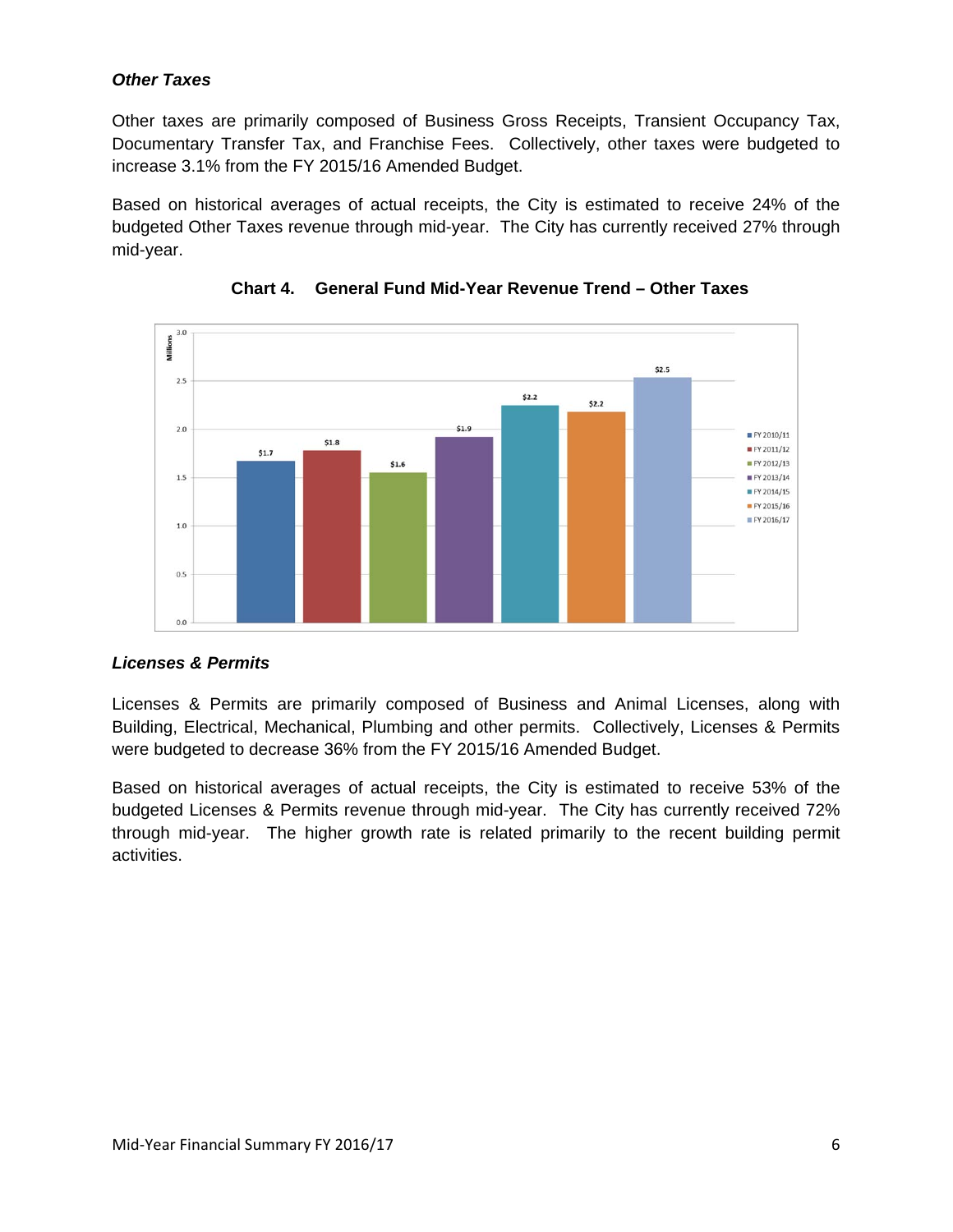### *Other Taxes*

Other taxes are primarily composed of Business Gross Receipts, Transient Occupancy Tax, Documentary Transfer Tax, and Franchise Fees. Collectively, other taxes were budgeted to increase 3.1% from the FY 2015/16 Amended Budget.

Based on historical averages of actual receipts, the City is estimated to receive 24% of the budgeted Other Taxes revenue through mid-year. The City has currently received 27% through mid-year.

**Chart 4. General Fund Mid-Year Revenue Trend – Other Taxes**

| Fiscal Year | Millions |
|---|---|
| FY 2010/11 | $1.7 |
| FY 2011/12 | $1.8 |
| FY 2012/13 | $1.6 |
| FY 2013/14 | $1.9 |
| FY 2014/15 | $2.2 |
| FY 2015/16 | $2.2 |
| FY 2016/17 | $2.5 |

### *Licenses & Permits*

Licenses & Permits are primarily composed of Business and Animal Licenses, along with Building, Electrical, Mechanical, Plumbing and other permits. Collectively, Licenses & Permits were budgeted to decrease 36% from the FY 2015/16 Amended Budget.

Based on historical averages of actual receipts, the City is estimated to receive 53% of the budgeted Licenses & Permits revenue through mid-year. The City has currently received 72% through mid-year. The higher growth rate is related primarily to the recent building permit activities.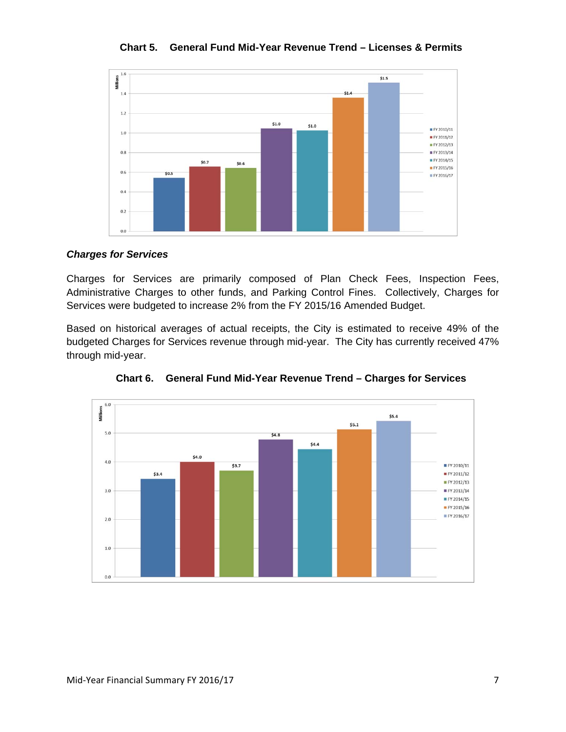**Chart 5. General Fund Mid-Year Revenue Trend – Licenses & Permits**

**Charges for Services**

Charges for Services are primarily composed of Plan Check Fees, Inspection Fees, Administrative Charges to other funds, and Parking Control Fines. Collectively, Charges for Services were budgeted to increase 2% from the FY 2015/16 Amended Budget.

Based on historical averages of actual receipts, the City is estimated to receive 49% of the budgeted Charges for Services revenue through mid-year. The City has currently received 47% through mid-year.

**Chart 6. General Fund Mid-Year Revenue Trend – Charges for Services**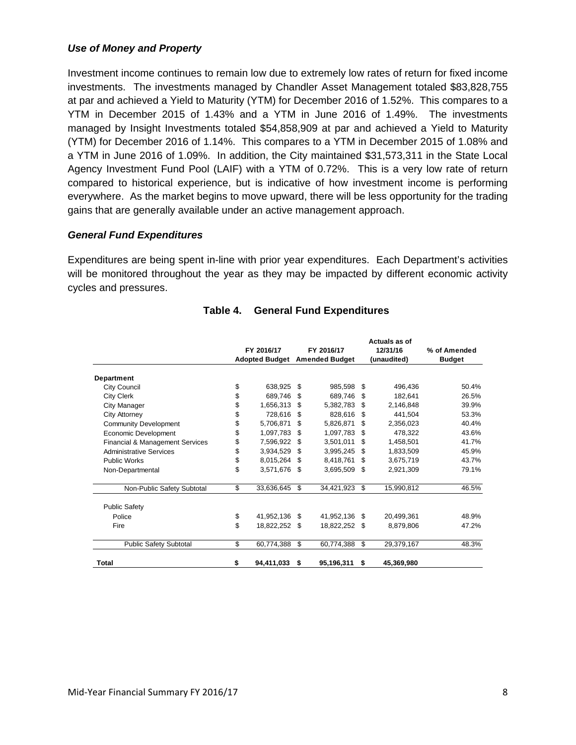### *Use of Money and Property*

Investment income continues to remain low due to extremely low rates of return for fixed income investments. The investments managed by Chandler Asset Management totaled $83,828,755 at par and achieved a Yield to Maturity (YTM) for December 2016 of 1.52%. This compares to a YTM in December 2015 of 1.43% and a YTM in June 2016 of 1.49%. The investments managed by Insight Investments totaled $54,858,909 at par and achieved a Yield to Maturity (YTM) for December 2016 of 1.14%. This compares to a YTM in December 2015 of 1.08% and a YTM in June 2016 of 1.09%. In addition, the City maintained $31,573,311 in the State Local Agency Investment Fund Pool (LAIF) with a YTM of 0.72%. This is a very low rate of return compared to historical experience, but is indicative of how investment income is performing everywhere. As the market begins to move upward, there will be less opportunity for the trading gains that are generally available under an active management approach.

### *General Fund Expenditures*

Expenditures are being spent in-line with prior year expenditures. Each Department's activities will be monitored throughout the year as they may be impacted by different economic activity cycles and pressures.

**Table 4. General Fund Expenditures**

| | FY 2016/17 Adopted Budget | FY 2016/17 Amended Budget | Actuals as of 12/31/16 (unaudited) | % of Amended Budget |
|---|---|---|---|---|
| **Department** | | | | |
| City Council | $ 638,925 | $ 985,598 | $ 496,436 | 50.4% |
| City Clerk | $ 689,746 | $ 689,746 | $ 182,641 | 26.5% |
| City Manager | $ 1,656,313 | $ 5,382,783 | $ 2,146,848 | 39.9% |
| City Attorney | $ 728,616 | $ 828,616 | $ 441,504 | 53.3% |
| Community Development | $ 5,706,871 | $ 5,826,871 | $ 2,356,023 | 40.4% |
| Economic Development | $ 1,097,783 | $ 1,097,783 | $ 478,322 | 43.6% |
| Financial & Management Services | $ 7,596,922 | $ 3,501,011 | $ 1,458,501 | 41.7% |
| Administrative Services | $ 3,934,529 | $ 3,995,245 | $ 1,833,509 | 45.9% |
| Public Works | $ 8,015,264 | $ 8,418,761 | $ 3,675,719 | 43.7% |
| Non-Departmental | $ 3,571,676 | $ 3,695,509 | $ 2,921,309 | 79.1% |
| Non-Public Safety Subtotal | $ 33,636,645 | $ 34,421,923 | $ 15,990,812 | 46.5% |
| Public Safety | | | | |
| Police | $ 41,952,136 | $ 41,952,136 | $ 20,499,361 | 48.9% |
| Fire | $ 18,822,252 | $ 18,822,252 | $ 8,879,806 | 47.2% |
| Public Safety Subtotal | $ 60,774,388 | $ 60,774,388 | $ 29,379,167 | 48.3% |
| **Total** | **$ 94,411,033** | **$ 95,196,311** | **$ 45,369,980** | |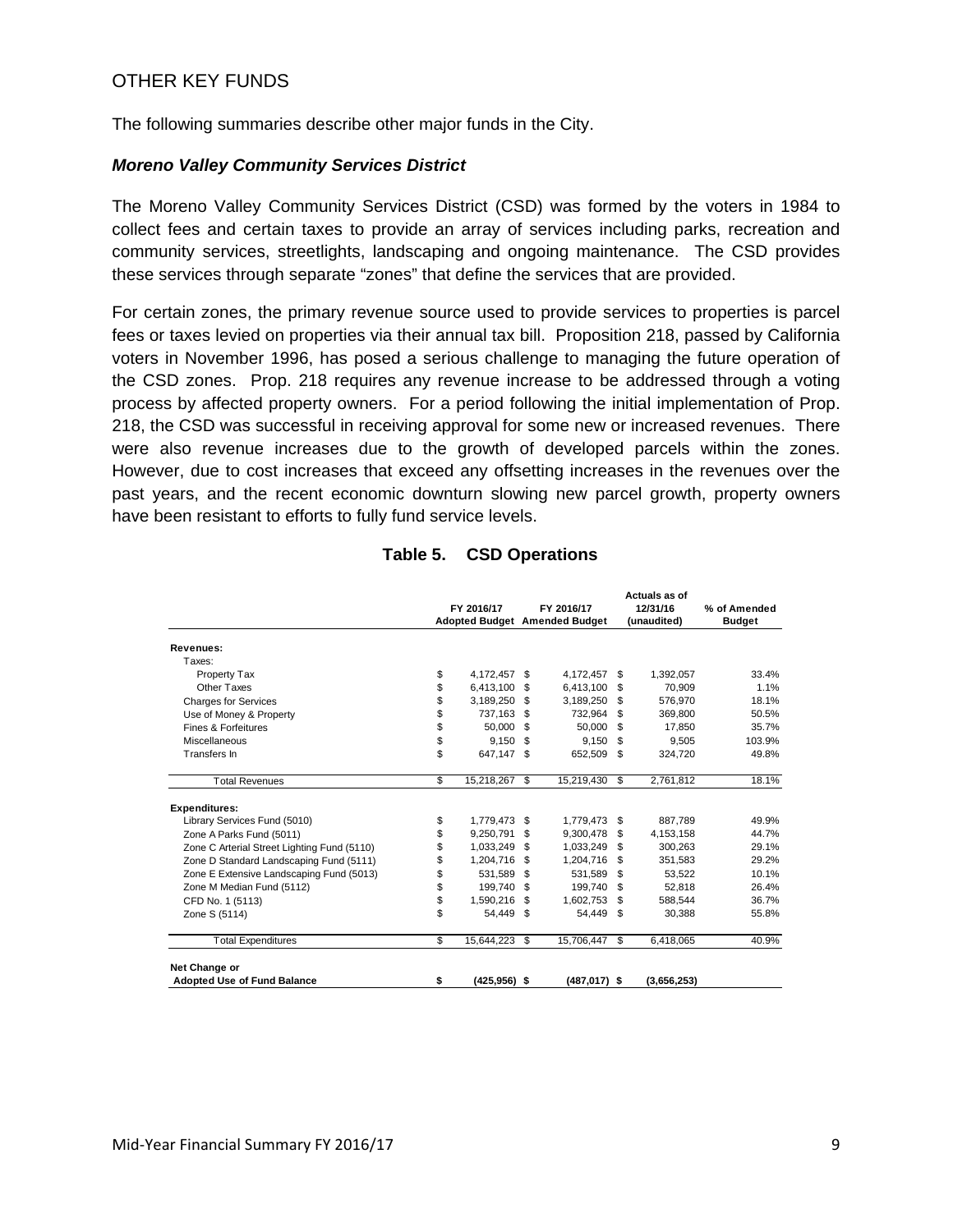## OTHER KEY FUNDS

The following summaries describe other major funds in the City.

### *Moreno Valley Community Services District*

The Moreno Valley Community Services District (CSD) was formed by the voters in 1984 to collect fees and certain taxes to provide an array of services including parks, recreation and community services, streetlights, landscaping and ongoing maintenance. The CSD provides these services through separate "zones" that define the services that are provided.

For certain zones, the primary revenue source used to provide services to properties is parcel fees or taxes levied on properties via their annual tax bill. Proposition 218, passed by California voters in November 1996, has posed a serious challenge to managing the future operation of the CSD zones. Prop. 218 requires any revenue increase to be addressed through a voting process by affected property owners. For a period following the initial implementation of Prop. 218, the CSD was successful in receiving approval for some new or increased revenues. There were also revenue increases due to the growth of developed parcels within the zones. However, due to cost increases that exceed any offsetting increases in the revenues over the past years, and the recent economic downturn slowing new parcel growth, property owners have been resistant to efforts to fully fund service levels.

**Table 5. CSD Operations**

| | FY 2016/17 Adopted Budget | FY 2016/17 Amended Budget | Actuals as of 12/31/16 (unaudited) | % of Amended Budget |
|---|---|---|---|---|
| **Revenues:** | | | | |
| Taxes: | | | | |
| Property Tax | $ 4,172,457 | $ 4,172,457 | $ 1,392,057 | 33.4% |
| Other Taxes | $ 6,413,100 | $ 6,413,100 | $ 70,909 | 1.1% |
| Charges for Services | $ 3,189,250 | $ 3,189,250 | $ 576,970 | 18.1% |
| Use of Money & Property | $ 737,163 | $ 732,964 | $ 369,800 | 50.5% |
| Fines & Forfeitures | $ 50,000 | $ 50,000 | $ 17,850 | 35.7% |
| Miscellaneous | $ 9,150 | $ 9,150 | $ 9,505 | 103.9% |
| Transfers In | $ 647,147 | $ 652,509 | $ 324,720 | 49.8% |
| Total Revenues | $ 15,218,267 | $ 15,219,430 | $ 2,761,812 | 18.1% |
| **Expenditures:** | | | | |
| Library Services Fund (5010) | $ 1,779,473 | $ 1,779,473 | $ 887,789 | 49.9% |
| Zone A Parks Fund (5011) | $ 9,250,791 | $ 9,300,478 | $ 4,153,158 | 44.7% |
| Zone C Arterial Street Lighting Fund (5110) | $ 1,033,249 | $ 1,033,249 | $ 300,263 | 29.1% |
| Zone D Standard Landscaping Fund (5111) | $ 1,204,716 | $ 1,204,716 | $ 351,583 | 29.2% |
| Zone E Extensive Landscaping Fund (5013) | $ 531,589 | $ 531,589 | $ 53,522 | 10.1% |
| Zone M Median Fund (5112) | $ 199,740 | $ 199,740 | $ 52,818 | 26.4% |
| CFD No. 1 (5113) | $ 1,590,216 | $ 1,602,753 | $ 588,544 | 36.7% |
| Zone S (5114) | $ 54,449 | $ 54,449 | $ 30,388 | 55.8% |
| Total Expenditures | $ 15,644,223 | $ 15,706,447 | $ 6,418,065 | 40.9% |
| **Net Change or Adopted Use of Fund Balance** | **$ (425,956)** | **$ (487,017)** | **$ (3,656,253)** | |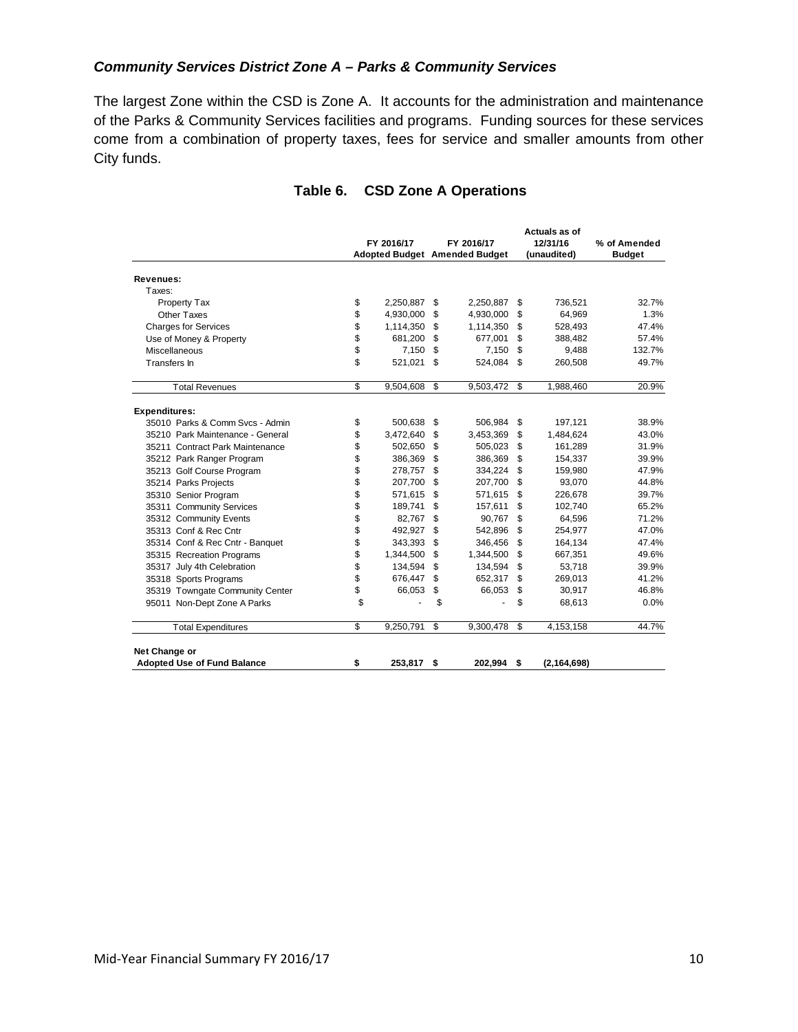### *Community Services District Zone A – Parks & Community Services*

The largest Zone within the CSD is Zone A. It accounts for the administration and maintenance of the Parks & Community Services facilities and programs. Funding sources for these services come from a combination of property taxes, fees for service and smaller amounts from other City funds.

**Table 6. CSD Zone A Operations**

| | FY 2016/17 Adopted Budget | FY 2016/17 Amended Budget | Actuals as of 12/31/16 (unaudited) | % of Amended Budget |
|---|---|---|---|---|
| **Revenues:** | | | | |
| Taxes: | | | | |
| Property Tax | $ 2,250,887 | $ 2,250,887 | $ 736,521 | 32.7% |
| Other Taxes | $ 4,930,000 | $ 4,930,000 | $ 64,969 | 1.3% |
| Charges for Services | $ 1,114,350 | $ 1,114,350 | $ 528,493 | 47.4% |
| Use of Money & Property | $ 681,200 | $ 677,001 | $ 388,482 | 57.4% |
| Miscellaneous | $ 7,150 | $ 7,150 | $ 9,488 | 132.7% |
| Transfers In | $ 521,021 | $ 524,084 | $ 260,508 | 49.7% |
| Total Revenues | $ 9,504,608 | $ 9,503,472 | $ 1,988,460 | 20.9% |
| **Expenditures:** | | | | |
| 35010 Parks & Comm Svcs - Admin | $ 500,638 | $ 506,984 | $ 197,121 | 38.9% |
| 35210 Park Maintenance - General | $ 3,472,640 | $ 3,453,369 | $ 1,484,624 | 43.0% |
| 35211 Contract Park Maintenance | $ 502,650 | $ 505,023 | $ 161,289 | 31.9% |
| 35212 Park Ranger Program | $ 386,369 | $ 386,369 | $ 154,337 | 39.9% |
| 35213 Golf Course Program | $ 278,757 | $ 334,224 | $ 159,980 | 47.9% |
| 35214 Parks Projects | $ 207,700 | $ 207,700 | $ 93,070 | 44.8% |
| 35310 Senior Program | $ 571,615 | $ 571,615 | $ 226,678 | 39.7% |
| 35311 Community Services | $ 189,741 | $ 157,611 | $ 102,740 | 65.2% |
| 35312 Community Events | $ 82,767 | $ 90,767 | $ 64,596 | 71.2% |
| 35313 Conf & Rec Cntr | $ 492,927 | $ 542,896 | $ 254,977 | 47.0% |
| 35314 Conf & Rec Cntr - Banquet | $ 343,393 | $ 346,456 | $ 164,134 | 47.4% |
| 35315 Recreation Programs | $ 1,344,500 | $ 1,344,500 | $ 667,351 | 49.6% |
| 35317 July 4th Celebration | $ 134,594 | $ 134,594 | $ 53,718 | 39.9% |
| 35318 Sports Programs | $ 676,447 | $ 652,317 | $ 269,013 | 41.2% |
| 35319 Towngate Community Center | $ 66,053 | $ 66,053 | $ 30,917 | 46.8% |
| 95011 Non-Dept Zone A Parks | $ - | $ - | $ 68,613 | 0.0% |
| Total Expenditures | $ 9,250,791 | $ 9,300,478 | $ 4,153,158 | 44.7% |
| **Net Change or Adopted Use of Fund Balance** | **$ 253,817** | **$ 202,994** | **$ (2,164,698)** | |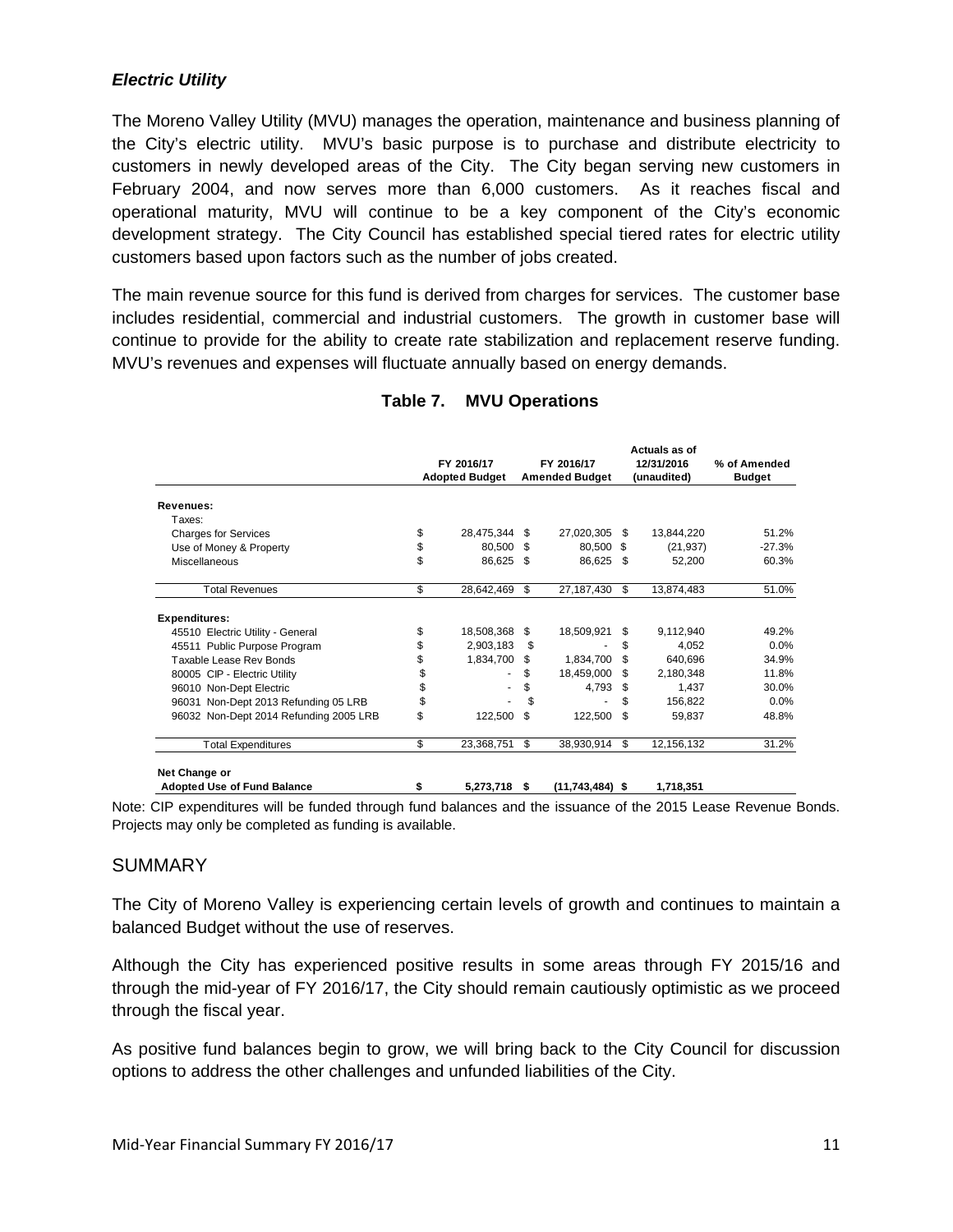### *Electric Utility*

The Moreno Valley Utility (MVU) manages the operation, maintenance and business planning of the City's electric utility. MVU's basic purpose is to purchase and distribute electricity to customers in newly developed areas of the City. The City began serving new customers in February 2004, and now serves more than 6,000 customers. As it reaches fiscal and operational maturity, MVU will continue to be a key component of the City's economic development strategy. The City Council has established special tiered rates for electric utility customers based upon factors such as the number of jobs created.

The main revenue source for this fund is derived from charges for services. The customer base includes residential, commercial and industrial customers. The growth in customer base will continue to provide for the ability to create rate stabilization and replacement reserve funding. MVU's revenues and expenses will fluctuate annually based on energy demands.

**Table 7. MVU Operations**

| | FY 2016/17 Adopted Budget | FY 2016/17 Amended Budget | Actuals as of 12/31/2016 (unaudited) | % of Amended Budget |
|---|---|---|---|---|
| **Revenues:** | | | | |
| Taxes: | | | | |
| Charges for Services | $ 28,475,344 | $ 27,020,305 | $ 13,844,220 | 51.2% |
| Use of Money & Property | $ 80,500 | $ 80,500 | $ (21,937) | -27.3% |
| Miscellaneous | $ 86,625 | $ 86,625 | $ 52,200 | 60.3% |
| Total Revenues | $ 28,642,469 | $ 27,187,430 | $ 13,874,483 | 51.0% |
| **Expenditures:** | | | | |
| 45510 Electric Utility - General | $ 18,508,368 | $ 18,509,921 | $ 9,112,940 | 49.2% |
| 45511 Public Purpose Program | $ 2,903,183 | $ - | $ 4,052 | 0.0% |
| Taxable Lease Rev Bonds | $ 1,834,700 | $ 1,834,700 | $ 640,696 | 34.9% |
| 80005 CIP - Electric Utility | $ - | $ 18,459,000 | $ 2,180,348 | 11.8% |
| 96010 Non-Dept Electric | $ - | $ 4,793 | $ 1,437 | 30.0% |
| 96031 Non-Dept 2013 Refunding 05 LRB | $ - | $ - | $ 156,822 | 0.0% |
| 96032 Non-Dept 2014 Refunding 2005 LRB | $ 122,500 | $ 122,500 | $ 59,837 | 48.8% |
| Total Expenditures | $ 23,368,751 | $ 38,930,914 | $ 12,156,132 | 31.2% |
| **Net Change or Adopted Use of Fund Balance** | **$ 5,273,718** | **$ (11,743,484)** | **$ 1,718,351** | |

Note: CIP expenditures will be funded through fund balances and the issuance of the 2015 Lease Revenue Bonds. Projects may only be completed as funding is available.

## SUMMARY

The City of Moreno Valley is experiencing certain levels of growth and continues to maintain a balanced Budget without the use of reserves.

Although the City has experienced positive results in some areas through FY 2015/16 and through the mid-year of FY 2016/17, the City should remain cautiously optimistic as we proceed through the fiscal year.

As positive fund balances begin to grow, we will bring back to the City Council for discussion options to address the other challenges and unfunded liabilities of the City.